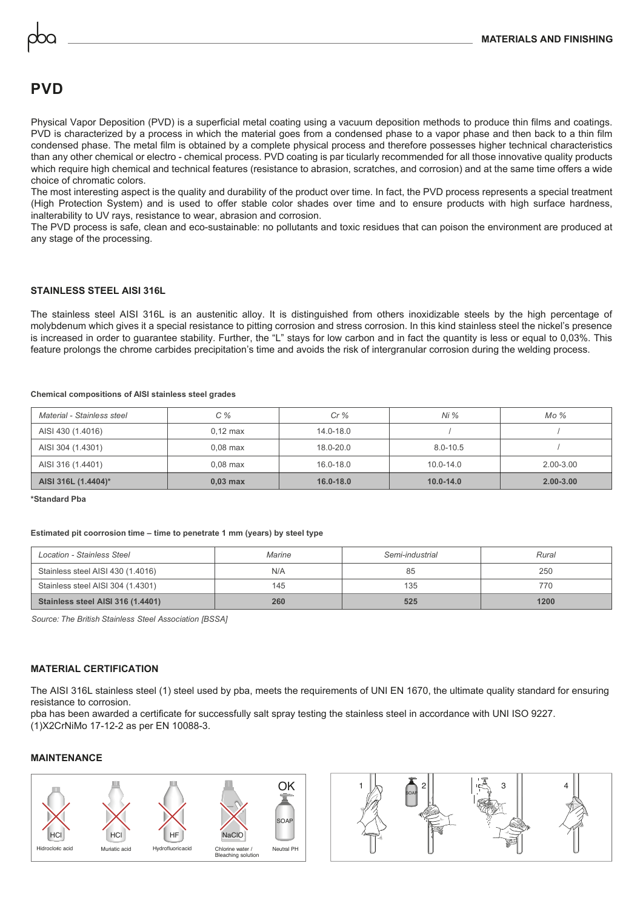# PVD

Physical Vapor Deposition (PVD) is a superficial metal coating using a vacuum deposition methods to produce thin films and coatings. PVD is characterized by a process in which the material goes from a condensed phase to a vapor phase and then back to a thin film condensed phase. The metal film is obtained by a complete physical process and therefore possesses higher technical characteristics than any other chemical or electro - chemical process. PVD coating is par ticularly recommended for all those innovative quality products which require high chemical and technical features (resistance to abrasion, scratches, and corrosion) and at the same time offers a wide choice of chromatic colors.
The most interesting aspect is the quality and durability of the product over time. In fact, the PVD process represents a special treatment (High Protection System) and is used to offer stable color shades over time and to ensure products with high surface hardness, inalterability to UV rays, resistance to wear, abrasion and corrosion.
The PVD process is safe, clean and eco-sustainable: no pollutants and toxic residues that can poison the environment are produced at any stage of the processing.

### STAINLESS STEEL AISI 316L

The stainless steel AISI 316L is an austenitic alloy. It is distinguished from others inoxidizable steels by the high percentage of molybdenum which gives it a special resistance to pitting corrosion and stress corrosion. In this kind stainless steel the nickel's presence is increased in order to guarantee stability. Further, the "L" stays for low carbon and in fact the quantity is less or equal to 0,03%. This feature prolongs the chrome carbides precipitation's time and avoids the risk of intergranular corrosion during the welding process.

**Chemical compositions of AISI stainless steel grades**

| *Material - Stainless steel* | *C %* | *Cr %* | *Ni %* | *Mo %* |
|---|---|---|---|---|
| AISI 430 (1.4016) | 0,12 max | 14.0-18.0 | / | / |
| AISI 304 (1.4301) | 0,08 max | 18.0-20.0 | 8.0-10.5 | / |
| AISI 316 (1.4401) | 0,08 max | 16.0-18.0 | 10.0-14.0 | 2.00-3.00 |
| **AISI 316L (1.4404)*** | **0,03 max** | **16.0-18.0** | **10.0-14.0** | **2.00-3.00** |

**\*Standard Pba**

**Estimated pit coorrosion time – time to penetrate 1 mm (years) by steel type**

| *Location - Stainless Steel* | *Marine* | *Semi-industrial* | *Rural* |
|---|---|---|---|
| Stainless steel AISI 430 (1.4016) | N/A | 85 | 250 |
| Stainless steel AISI 304 (1.4301) | 145 | 135 | 770 |
| **Stainless steel AISI 316 (1.4401)** | **260** | **525** | **1200** |

*Source: The British Stainless Steel Association [BSSA]*

### MATERIAL CERTIFICATION

The AISI 316L stainless steel (1) steel used by pba, meets the requirements of UNI EN 1670, the ultimate quality standard for ensuring resistance to corrosion.
pba has been awarded a certificate for successfully salt spray testing the stainless steel in accordance with UNI ISO 9227.
(1)X2CrNiMo 17-12-2 as per EN 10088-3.

### MAINTENANCE

HCl Hidrocloric acid | HCl Muriatic acid | HF Hydrofluoricacid | NaClO Chlorine water / Bleaching solution | OK SOAP Neutral PH

1 | 2 SOAP | 3 | 4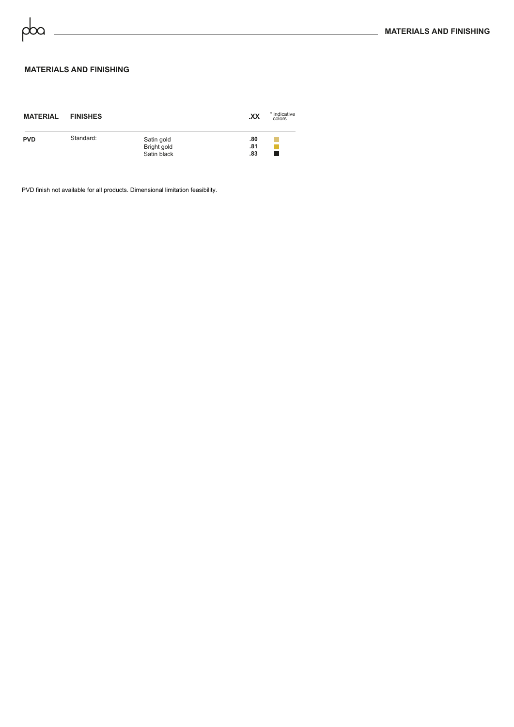## MATERIALS AND FINISHING

| MATERIAL | FINISHES | | .XX | * indicative colors |
| --- | --- | --- | --- | --- |
| **PVD** | Standard: | Satin gold | **.80** | |
| | | Bright gold | **.81** | |
| | | Satin black | **.83** | |

PVD finish not available for all products. Dimensional limitation feasibility.